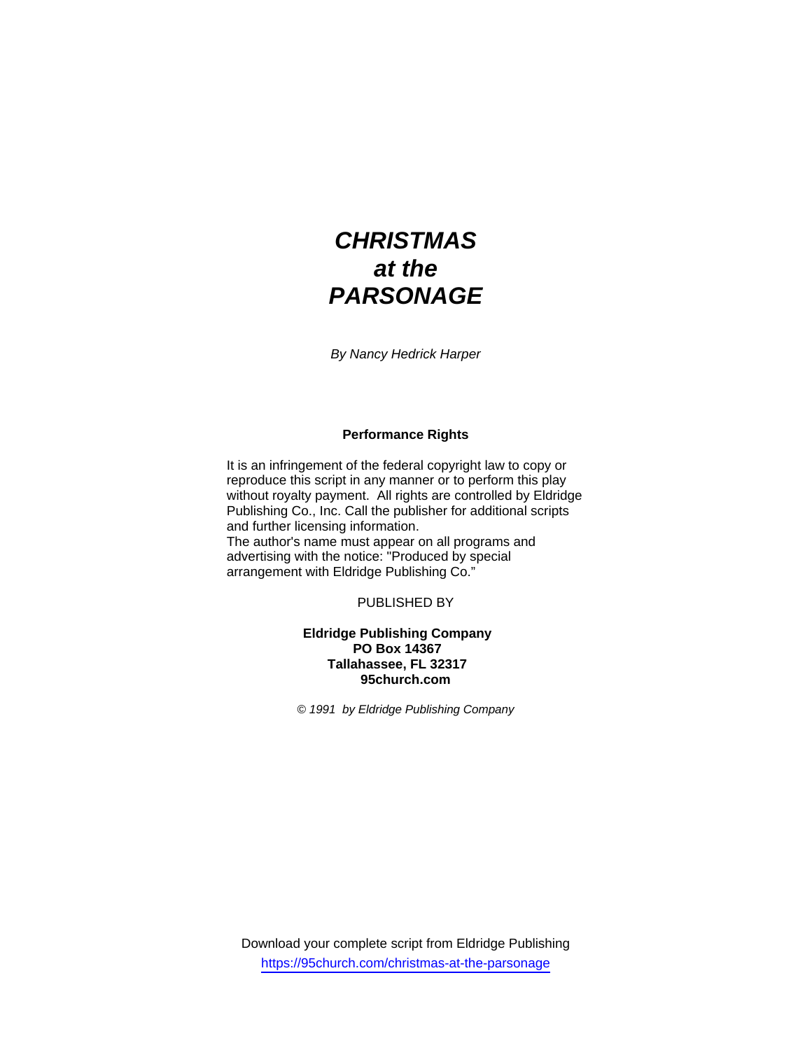# *CHRISTMAS at the PARSONAGE*

*By Nancy Hedrick Harper*

**Performance Rights**

It is an infringement of the federal copyright law to copy or reproduce this script in any manner or to perform this play without royalty payment. All rights are controlled by Eldridge Publishing Co., Inc. Call the publisher for additional scripts and further licensing information.
The author's name must appear on all programs and advertising with the notice: "Produced by special arrangement with Eldridge Publishing Co."

PUBLISHED BY

**Eldridge Publishing Company**
**PO Box 14367**
**Tallahassee, FL 32317**
**95church.com**

*© 1991 by Eldridge Publishing Company*

Download your complete script from Eldridge Publishing
https://95church.com/christmas-at-the-parsonage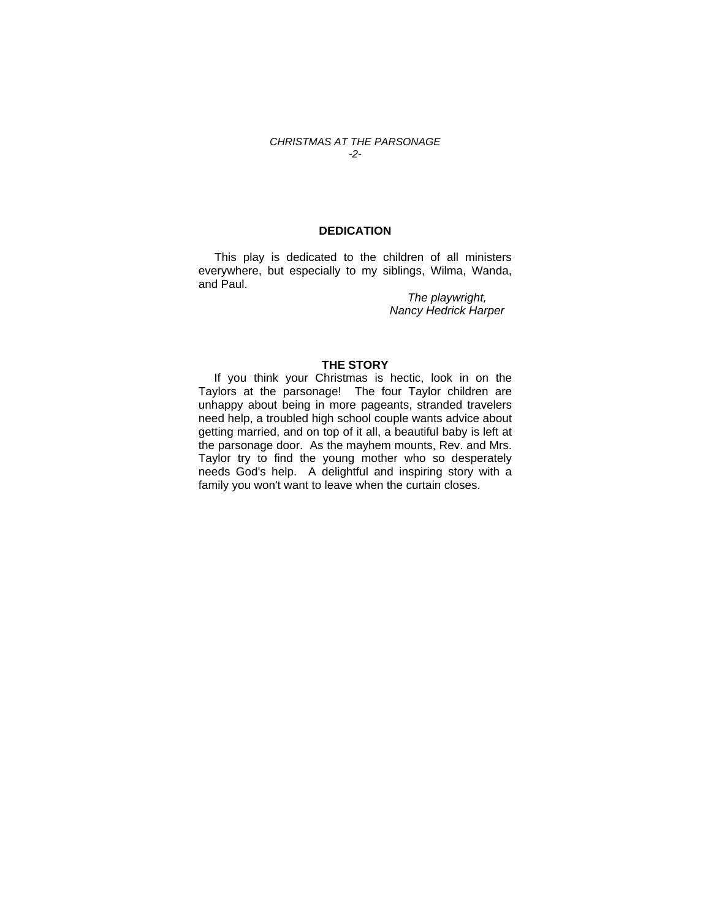## DEDICATION

This play is dedicated to the children of all ministers everywhere, but especially to my siblings, Wilma, Wanda, and Paul.

*The playwright,*
*Nancy Hedrick Harper*

## THE STORY

If you think your Christmas is hectic, look in on the Taylors at the parsonage! The four Taylor children are unhappy about being in more pageants, stranded travelers need help, a troubled high school couple wants advice about getting married, and on top of it all, a beautiful baby is left at the parsonage door. As the mayhem mounts, Rev. and Mrs. Taylor try to find the young mother who so desperately needs God's help. A delightful and inspiring story with a family you won't want to leave when the curtain closes.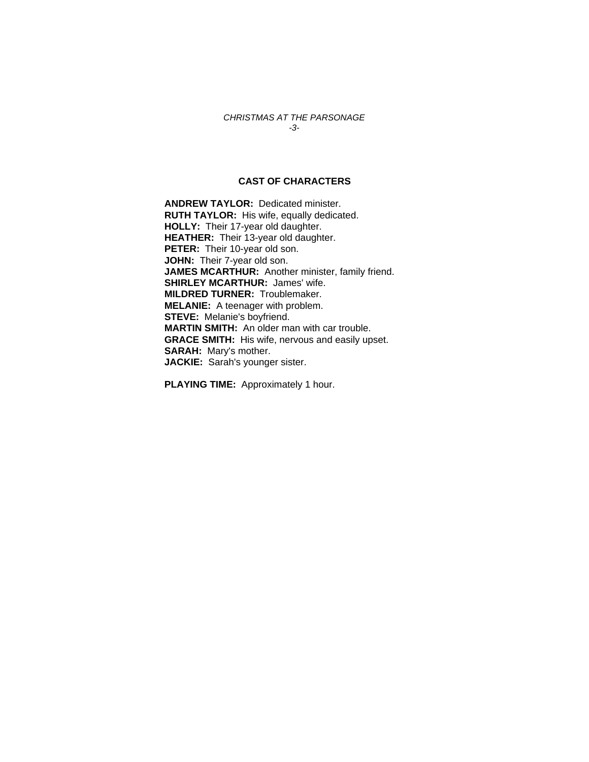## CAST OF CHARACTERS

**ANDREW TAYLOR:** Dedicated minister.
**RUTH TAYLOR:** His wife, equally dedicated.
**HOLLY:** Their 17-year old daughter.
**HEATHER:** Their 13-year old daughter.
**PETER:** Their 10-year old son.
**JOHN:** Their 7-year old son.
**JAMES MCARTHUR:** Another minister, family friend.
**SHIRLEY MCARTHUR:** James' wife.
**MILDRED TURNER:** Troublemaker.
**MELANIE:** A teenager with problem.
**STEVE:** Melanie's boyfriend.
**MARTIN SMITH:** An older man with car trouble.
**GRACE SMITH:** His wife, nervous and easily upset.
**SARAH:** Mary's mother.
**JACKIE:** Sarah's younger sister.

**PLAYING TIME:** Approximately 1 hour.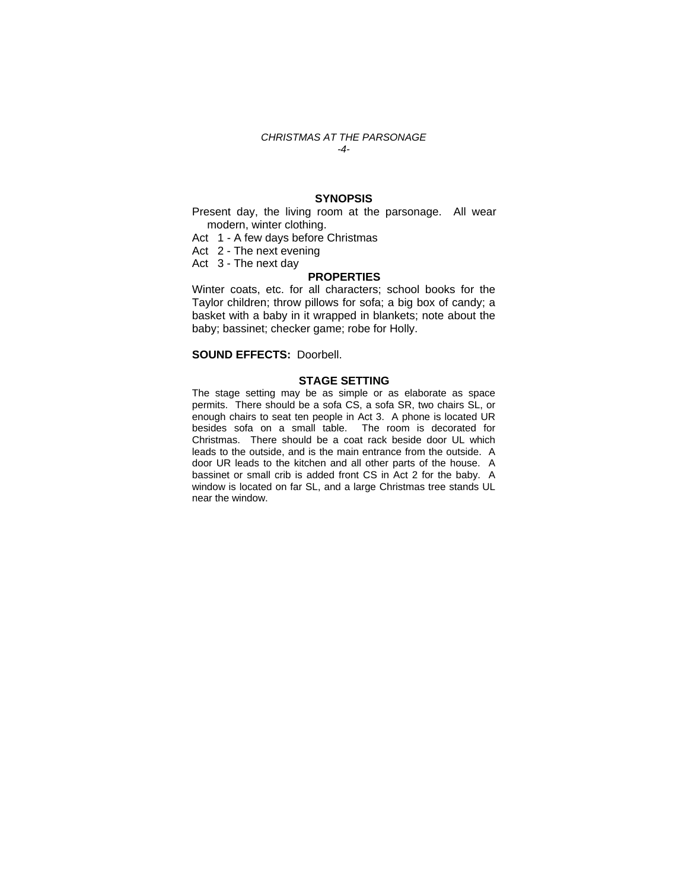## SYNOPSIS

Present day, the living room at the parsonage. All wear modern, winter clothing.

Act 1 - A few days before Christmas
Act 2 - The next evening
Act 3 - The next day

## PROPERTIES

Winter coats, etc. for all characters; school books for the Taylor children; throw pillows for sofa; a big box of candy; a basket with a baby in it wrapped in blankets; note about the baby; bassinet; checker game; robe for Holly.

**SOUND EFFECTS:** Doorbell.

## STAGE SETTING

The stage setting may be as simple or as elaborate as space permits. There should be a sofa CS, a sofa SR, two chairs SL, or enough chairs to seat ten people in Act 3. A phone is located UR besides sofa on a small table. The room is decorated for Christmas. There should be a coat rack beside door UL which leads to the outside, and is the main entrance from the outside. A door UR leads to the kitchen and all other parts of the house. A bassinet or small crib is added front CS in Act 2 for the baby. A window is located on far SL, and a large Christmas tree stands UL near the window.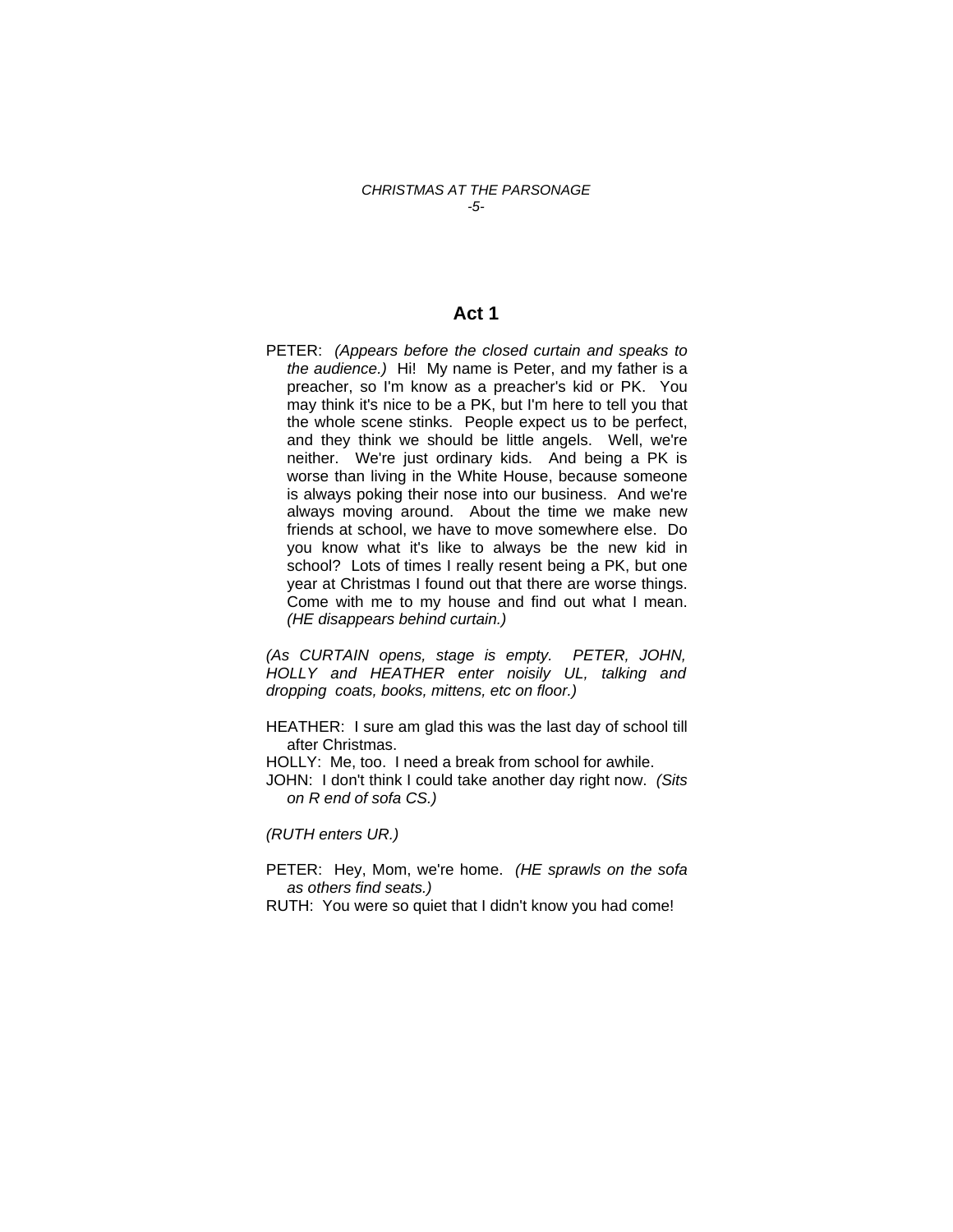## Act 1

PETER: *(Appears before the closed curtain and speaks to the audience.)* Hi! My name is Peter, and my father is a preacher, so I'm know as a preacher's kid or PK. You may think it's nice to be a PK, but I'm here to tell you that the whole scene stinks. People expect us to be perfect, and they think we should be little angels. Well, we're neither. We're just ordinary kids. And being a PK is worse than living in the White House, because someone is always poking their nose into our business. And we're always moving around. About the time we make new friends at school, we have to move somewhere else. Do you know what it's like to always be the new kid in school? Lots of times I really resent being a PK, but one year at Christmas I found out that there are worse things. Come with me to my house and find out what I mean. *(HE disappears behind curtain.)*

*(As CURTAIN opens, stage is empty. PETER, JOHN, HOLLY and HEATHER enter noisily UL, talking and dropping coats, books, mittens, etc on floor.)*

HEATHER: I sure am glad this was the last day of school till after Christmas.

HOLLY: Me, too. I need a break from school for awhile.

JOHN: I don't think I could take another day right now. *(Sits on R end of sofa CS.)*

*(RUTH enters UR.)*

PETER: Hey, Mom, we're home. *(HE sprawls on the sofa as others find seats.)*

RUTH: You were so quiet that I didn't know you had come!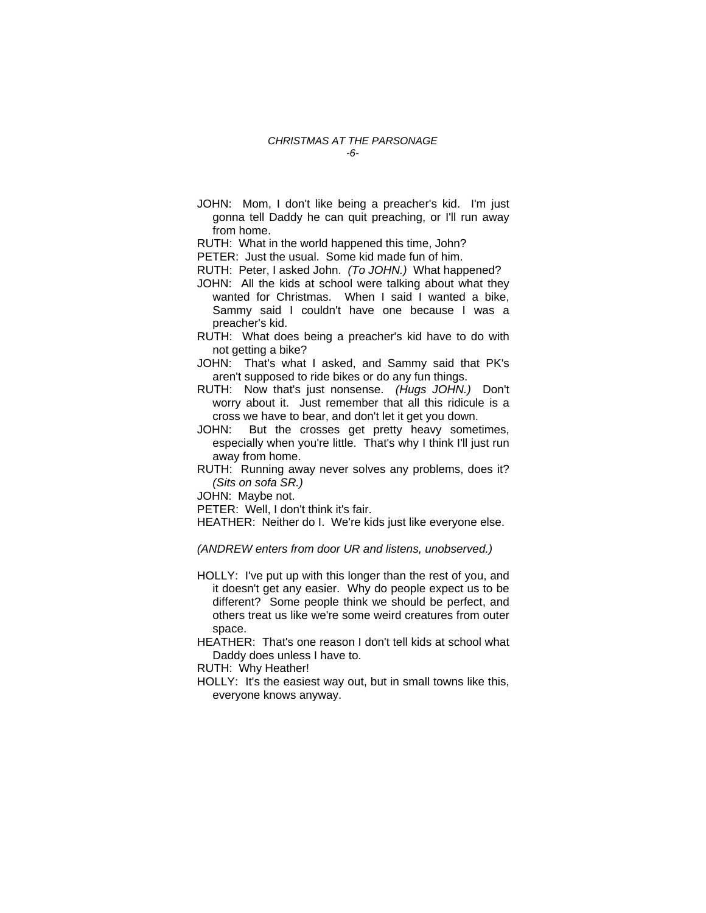JOHN:  Mom, I don't like being a preacher's kid.  I'm just gonna tell Daddy he can quit preaching, or I'll run away from home.

RUTH:  What in the world happened this time, John?

PETER:  Just the usual.  Some kid made fun of him.

RUTH:  Peter, I asked John.  *(To JOHN.)*  What happened?

JOHN:  All the kids at school were talking about what they wanted for Christmas.  When I said I wanted a bike, Sammy said I couldn't have one because I was a preacher's kid.

RUTH:  What does being a preacher's kid have to do with not getting a bike?

JOHN:  That's what I asked, and Sammy said that PK's aren't supposed to ride bikes or do any fun things.

RUTH:  Now that's just nonsense.  *(Hugs JOHN.)*  Don't worry about it.  Just remember that all this ridicule is a cross we have to bear, and don't let it get you down.

JOHN:  But the crosses get pretty heavy sometimes, especially when you're little.  That's why I think I'll just run away from home.

RUTH:  Running away never solves any problems, does it?  *(Sits on sofa SR.)*

JOHN:  Maybe not.

PETER:  Well, I don't think it's fair.

HEATHER:  Neither do I.  We're kids just like everyone else.

*(ANDREW enters from door UR and listens, unobserved.)*

HOLLY:  I've put up with this longer than the rest of you, and it doesn't get any easier.  Why do people expect us to be different?  Some people think we should be perfect, and others treat us like we're some weird creatures from outer space.

HEATHER:  That's one reason I don't tell kids at school what Daddy does unless I have to.

RUTH:  Why Heather!

HOLLY:  It's the easiest way out, but in small towns like this, everyone knows anyway.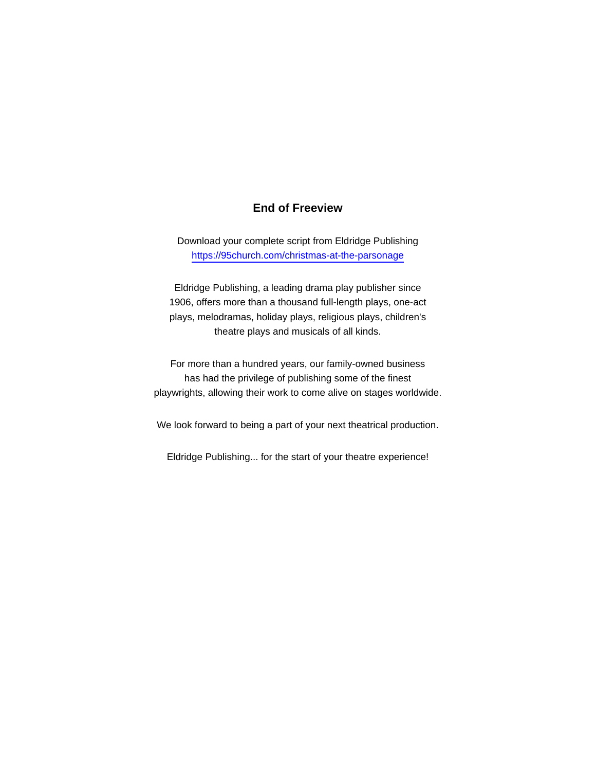## End of Freeview

Download your complete script from Eldridge Publishing
https://95church.com/christmas-at-the-parsonage

Eldridge Publishing, a leading drama play publisher since 1906, offers more than a thousand full-length plays, one-act plays, melodramas, holiday plays, religious plays, children's theatre plays and musicals of all kinds.

For more than a hundred years, our family-owned business has had the privilege of publishing some of the finest playwrights, allowing their work to come alive on stages worldwide.

We look forward to being a part of your next theatrical production.

Eldridge Publishing... for the start of your theatre experience!